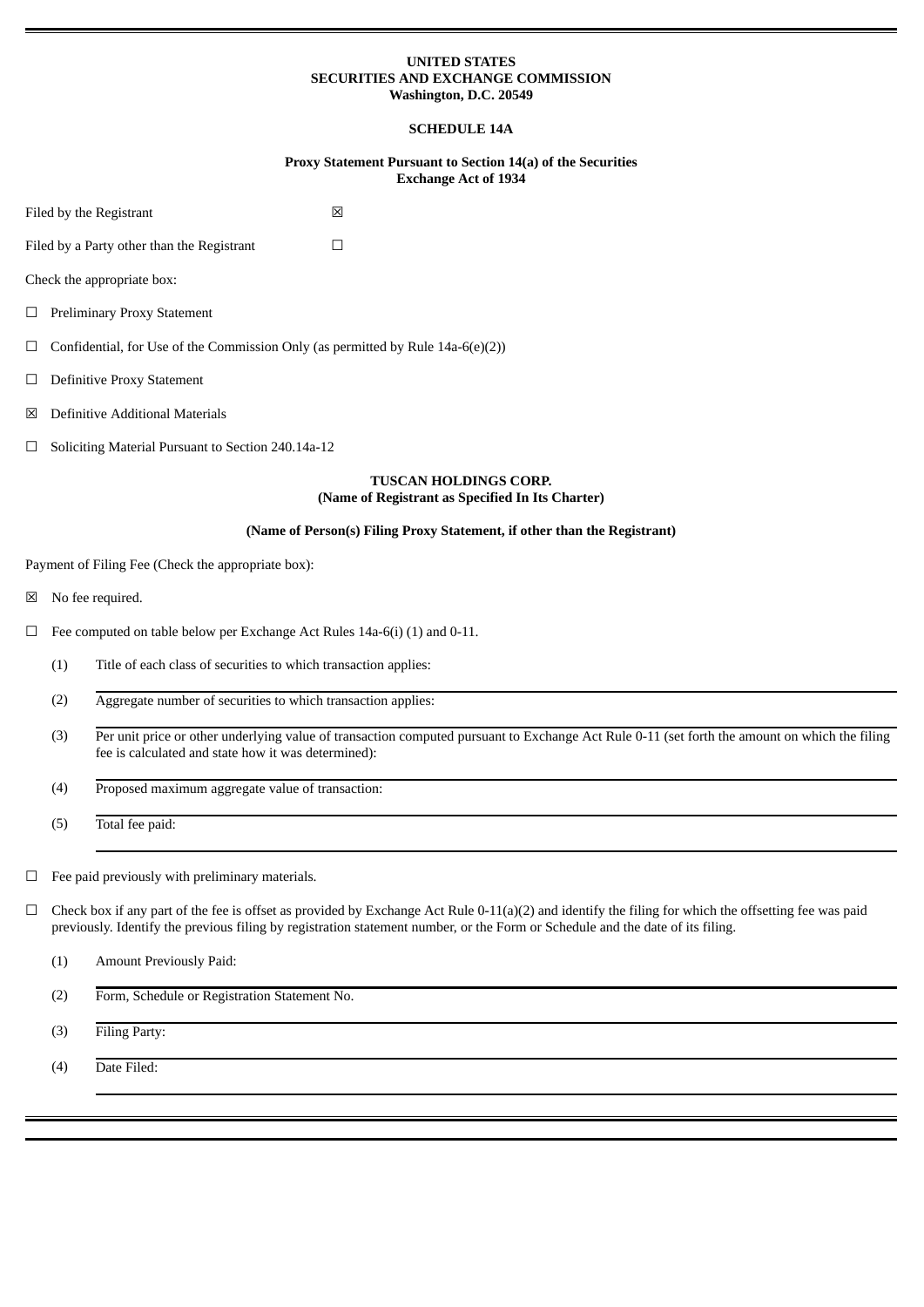**UNITED STATES**
**SECURITIES AND EXCHANGE COMMISSION**
**Washington, D.C. 20549**

**SCHEDULE 14A**

**Proxy Statement Pursuant to Section 14(a) of the Securities Exchange Act of 1934**

Filed by the Registrant ☒

Filed by a Party other than the Registrant ☐

Check the appropriate box:

☐ Preliminary Proxy Statement

☐ Confidential, for Use of the Commission Only (as permitted by Rule 14a-6(e)(2))

☐ Definitive Proxy Statement

☒ Definitive Additional Materials

☐ Soliciting Material Pursuant to Section 240.14a-12

**TUSCAN HOLDINGS CORP.**
**(Name of Registrant as Specified In Its Charter)**

**(Name of Person(s) Filing Proxy Statement, if other than the Registrant)**

Payment of Filing Fee (Check the appropriate box):

☒ No fee required.

☐ Fee computed on table below per Exchange Act Rules 14a-6(i) (1) and 0-11.

(1) Title of each class of securities to which transaction applies:

(2) Aggregate number of securities to which transaction applies:

(3) Per unit price or other underlying value of transaction computed pursuant to Exchange Act Rule 0-11 (set forth the amount on which the filing fee is calculated and state how it was determined):

(4) Proposed maximum aggregate value of transaction:

(5) Total fee paid:

☐ Fee paid previously with preliminary materials.

☐ Check box if any part of the fee is offset as provided by Exchange Act Rule 0-11(a)(2) and identify the filing for which the offsetting fee was paid previously. Identify the previous filing by registration statement number, or the Form or Schedule and the date of its filing.

(1) Amount Previously Paid:

(2) Form, Schedule or Registration Statement No.

(3) Filing Party:

(4) Date Filed: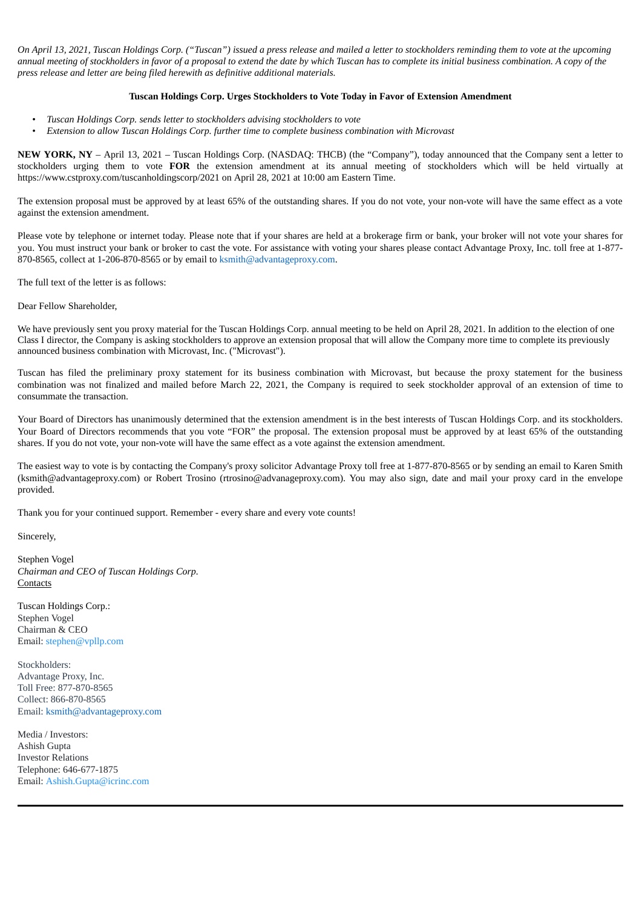*On April 13, 2021, Tuscan Holdings Corp. ("Tuscan") issued a press release and mailed a letter to stockholders reminding them to vote at the upcoming annual meeting of stockholders in favor of a proposal to extend the date by which Tuscan has to complete its initial business combination. A copy of the press release and letter are being filed herewith as definitive additional materials.*

**Tuscan Holdings Corp. Urges Stockholders to Vote Today in Favor of Extension Amendment**

- *Tuscan Holdings Corp. sends letter to stockholders advising stockholders to vote*
- *Extension to allow Tuscan Holdings Corp. further time to complete business combination with Microvast*

**NEW YORK, NY** – April 13, 2021 – Tuscan Holdings Corp. (NASDAQ: THCB) (the "Company"), today announced that the Company sent a letter to stockholders urging them to vote **FOR** the extension amendment at its annual meeting of stockholders which will be held virtually at https://www.cstproxy.com/tuscanholdingscorp/2021 on April 28, 2021 at 10:00 am Eastern Time.

The extension proposal must be approved by at least 65% of the outstanding shares. If you do not vote, your non-vote will have the same effect as a vote against the extension amendment.

Please vote by telephone or internet today. Please note that if your shares are held at a brokerage firm or bank, your broker will not vote your shares for you. You must instruct your bank or broker to cast the vote. For assistance with voting your shares please contact Advantage Proxy, Inc. toll free at 1-877-870-8565, collect at 1-206-870-8565 or by email to ksmith@advantageproxy.com.

The full text of the letter is as follows:

Dear Fellow Shareholder,

We have previously sent you proxy material for the Tuscan Holdings Corp. annual meeting to be held on April 28, 2021. In addition to the election of one Class I director, the Company is asking stockholders to approve an extension proposal that will allow the Company more time to complete its previously announced business combination with Microvast, Inc. ("Microvast").

Tuscan has filed the preliminary proxy statement for its business combination with Microvast, but because the proxy statement for the business combination was not finalized and mailed before March 22, 2021, the Company is required to seek stockholder approval of an extension of time to consummate the transaction.

Your Board of Directors has unanimously determined that the extension amendment is in the best interests of Tuscan Holdings Corp. and its stockholders. Your Board of Directors recommends that you vote "FOR" the proposal. The extension proposal must be approved by at least 65% of the outstanding shares. If you do not vote, your non-vote will have the same effect as a vote against the extension amendment.

The easiest way to vote is by contacting the Company's proxy solicitor Advantage Proxy toll free at 1-877-870-8565 or by sending an email to Karen Smith (ksmith@advantageproxy.com) or Robert Trosino (rtrosino@advanageproxy.com). You may also sign, date and mail your proxy card in the envelope provided.

Thank you for your continued support. Remember - every share and every vote counts!

Sincerely,

Stephen Vogel
*Chairman and CEO of Tuscan Holdings Corp.*
Contacts

Tuscan Holdings Corp.:
Stephen Vogel
Chairman & CEO
Email: stephen@vpllp.com

Stockholders:
Advantage Proxy, Inc.
Toll Free: 877-870-8565
Collect: 866-870-8565
Email: ksmith@advantageproxy.com

Media / Investors:
Ashish Gupta
Investor Relations
Telephone: 646-677-1875
Email: Ashish.Gupta@icrinc.com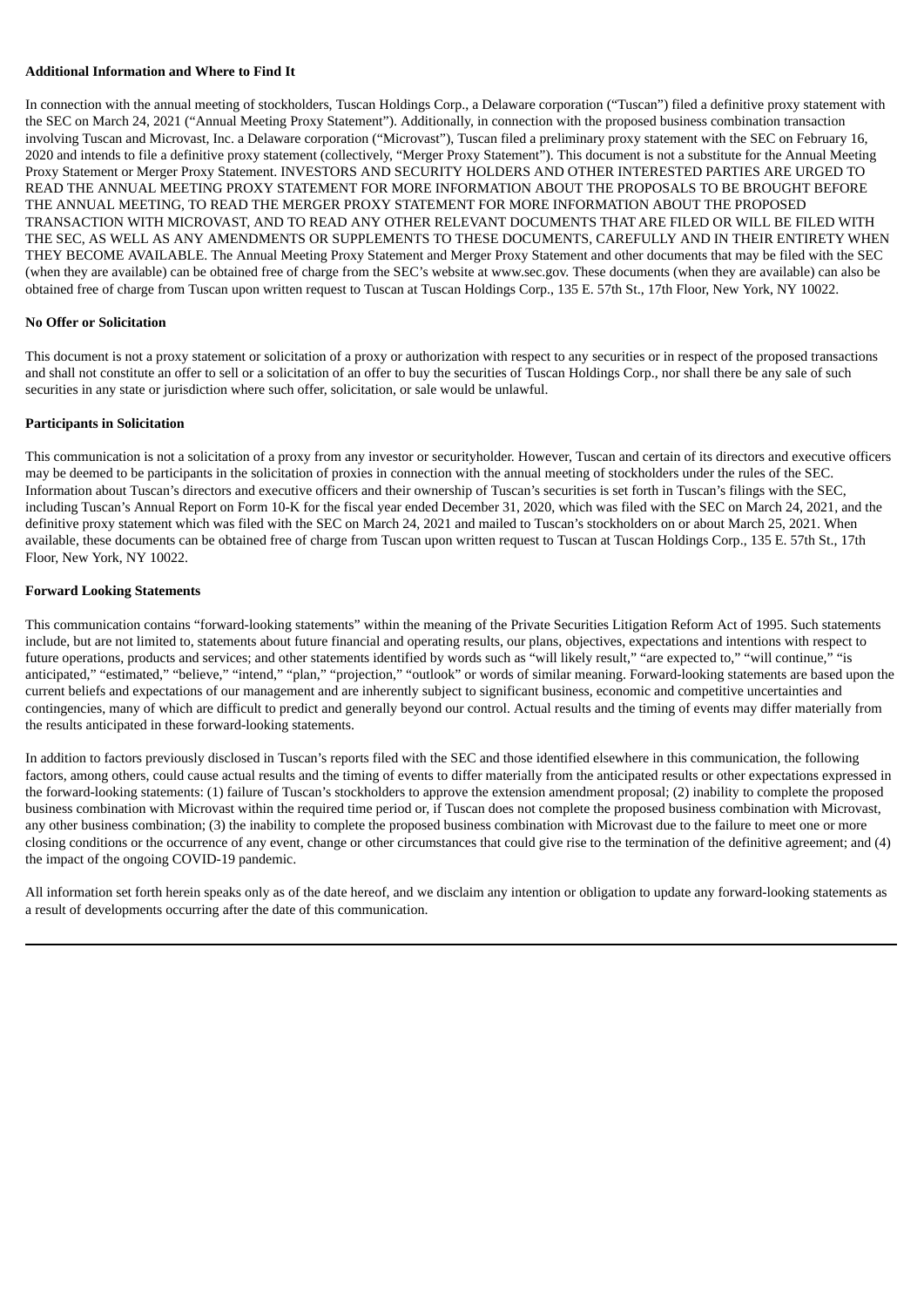**Additional Information and Where to Find It**

In connection with the annual meeting of stockholders, Tuscan Holdings Corp., a Delaware corporation ("Tuscan") filed a definitive proxy statement with the SEC on March 24, 2021 ("Annual Meeting Proxy Statement"). Additionally, in connection with the proposed business combination transaction involving Tuscan and Microvast, Inc. a Delaware corporation ("Microvast"), Tuscan filed a preliminary proxy statement with the SEC on February 16, 2020 and intends to file a definitive proxy statement (collectively, "Merger Proxy Statement"). This document is not a substitute for the Annual Meeting Proxy Statement or Merger Proxy Statement. INVESTORS AND SECURITY HOLDERS AND OTHER INTERESTED PARTIES ARE URGED TO READ THE ANNUAL MEETING PROXY STATEMENT FOR MORE INFORMATION ABOUT THE PROPOSALS TO BE BROUGHT BEFORE THE ANNUAL MEETING, TO READ THE MERGER PROXY STATEMENT FOR MORE INFORMATION ABOUT THE PROPOSED TRANSACTION WITH MICROVAST, AND TO READ ANY OTHER RELEVANT DOCUMENTS THAT ARE FILED OR WILL BE FILED WITH THE SEC, AS WELL AS ANY AMENDMENTS OR SUPPLEMENTS TO THESE DOCUMENTS, CAREFULLY AND IN THEIR ENTIRETY WHEN THEY BECOME AVAILABLE. The Annual Meeting Proxy Statement and Merger Proxy Statement and other documents that may be filed with the SEC (when they are available) can be obtained free of charge from the SEC's website at www.sec.gov. These documents (when they are available) can also be obtained free of charge from Tuscan upon written request to Tuscan at Tuscan Holdings Corp., 135 E. 57th St., 17th Floor, New York, NY 10022.

**No Offer or Solicitation**

This document is not a proxy statement or solicitation of a proxy or authorization with respect to any securities or in respect of the proposed transactions and shall not constitute an offer to sell or a solicitation of an offer to buy the securities of Tuscan Holdings Corp., nor shall there be any sale of such securities in any state or jurisdiction where such offer, solicitation, or sale would be unlawful.

**Participants in Solicitation**

This communication is not a solicitation of a proxy from any investor or securityholder. However, Tuscan and certain of its directors and executive officers may be deemed to be participants in the solicitation of proxies in connection with the annual meeting of stockholders under the rules of the SEC. Information about Tuscan's directors and executive officers and their ownership of Tuscan's securities is set forth in Tuscan's filings with the SEC, including Tuscan's Annual Report on Form 10-K for the fiscal year ended December 31, 2020, which was filed with the SEC on March 24, 2021, and the definitive proxy statement which was filed with the SEC on March 24, 2021 and mailed to Tuscan's stockholders on or about March 25, 2021. When available, these documents can be obtained free of charge from Tuscan upon written request to Tuscan at Tuscan Holdings Corp., 135 E. 57th St., 17th Floor, New York, NY 10022.

**Forward Looking Statements**

This communication contains "forward-looking statements" within the meaning of the Private Securities Litigation Reform Act of 1995. Such statements include, but are not limited to, statements about future financial and operating results, our plans, objectives, expectations and intentions with respect to future operations, products and services; and other statements identified by words such as "will likely result," "are expected to," "will continue," "is anticipated," "estimated," "believe," "intend," "plan," "projection," "outlook" or words of similar meaning. Forward-looking statements are based upon the current beliefs and expectations of our management and are inherently subject to significant business, economic and competitive uncertainties and contingencies, many of which are difficult to predict and generally beyond our control. Actual results and the timing of events may differ materially from the results anticipated in these forward-looking statements.

In addition to factors previously disclosed in Tuscan's reports filed with the SEC and those identified elsewhere in this communication, the following factors, among others, could cause actual results and the timing of events to differ materially from the anticipated results or other expectations expressed in the forward-looking statements: (1) failure of Tuscan's stockholders to approve the extension amendment proposal; (2) inability to complete the proposed business combination with Microvast within the required time period or, if Tuscan does not complete the proposed business combination with Microvast, any other business combination; (3) the inability to complete the proposed business combination with Microvast due to the failure to meet one or more closing conditions or the occurrence of any event, change or other circumstances that could give rise to the termination of the definitive agreement; and (4) the impact of the ongoing COVID-19 pandemic.

All information set forth herein speaks only as of the date hereof, and we disclaim any intention or obligation to update any forward-looking statements as a result of developments occurring after the date of this communication.